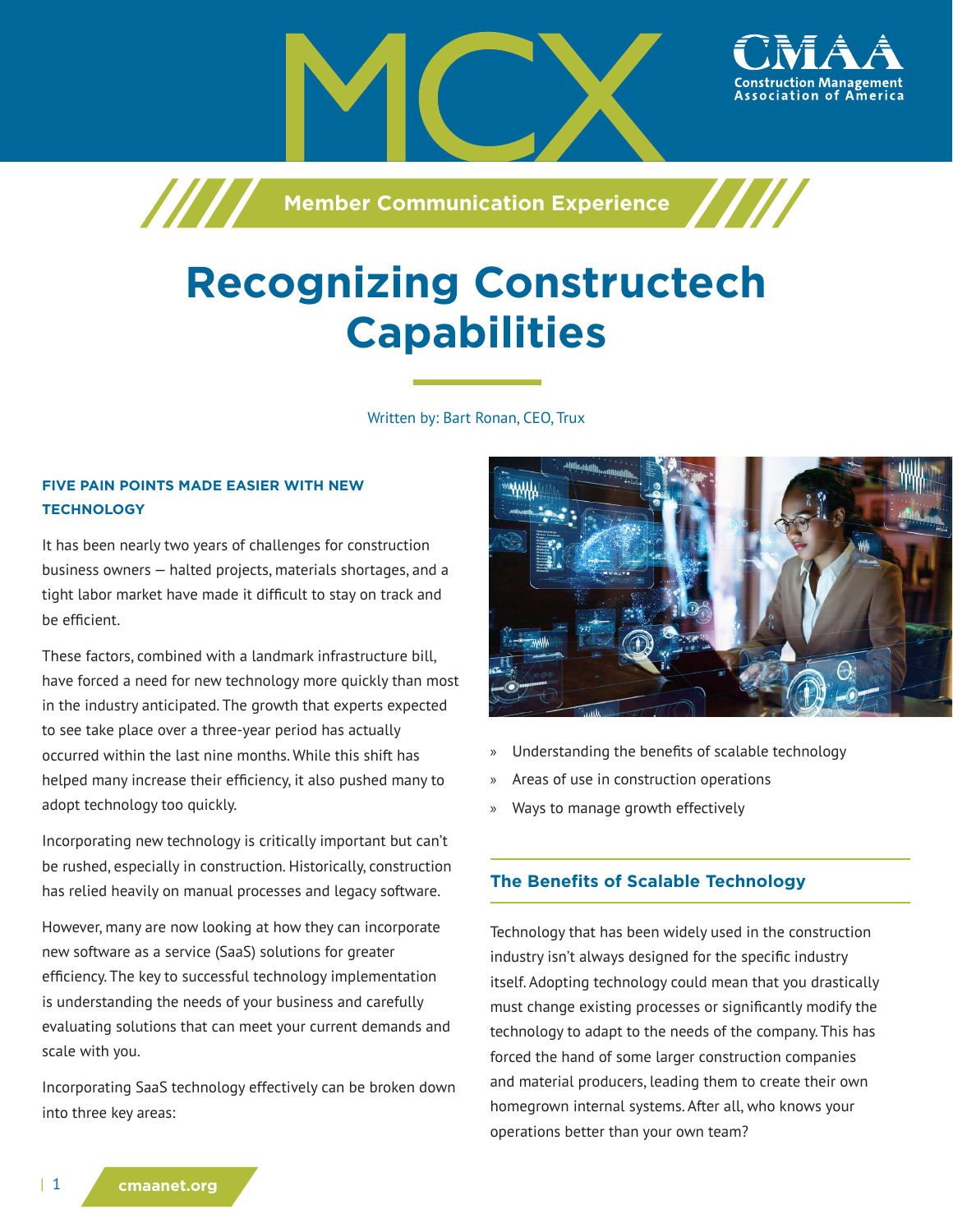MCX

CMAA Construction Management Association of America

Member Communication Experience

# Recognizing Constructech Capabilities

Written by: Bart Ronan, CEO, Trux

### FIVE PAIN POINTS MADE EASIER WITH NEW TECHNOLOGY

It has been nearly two years of challenges for construction business owners — halted projects, materials shortages, and a tight labor market have made it difficult to stay on track and be efficient.

These factors, combined with a landmark infrastructure bill, have forced a need for new technology more quickly than most in the industry anticipated. The growth that experts expected to see take place over a three-year period has actually occurred within the last nine months. While this shift has helped many increase their efficiency, it also pushed many to adopt technology too quickly.

Incorporating new technology is critically important but can't be rushed, especially in construction. Historically, construction has relied heavily on manual processes and legacy software.

However, many are now looking at how they can incorporate new software as a service (SaaS) solutions for greater efficiency. The key to successful technology implementation is understanding the needs of your business and carefully evaluating solutions that can meet your current demands and scale with you.

Incorporating SaaS technology effectively can be broken down into three key areas:

- Understanding the benefits of scalable technology
- Areas of use in construction operations
- Ways to manage growth effectively

## The Benefits of Scalable Technology

Technology that has been widely used in the construction industry isn't always designed for the specific industry itself. Adopting technology could mean that you drastically must change existing processes or significantly modify the technology to adapt to the needs of the company. This has forced the hand of some larger construction companies and material producers, leading them to create their own homegrown internal systems. After all, who knows your operations better than your own team?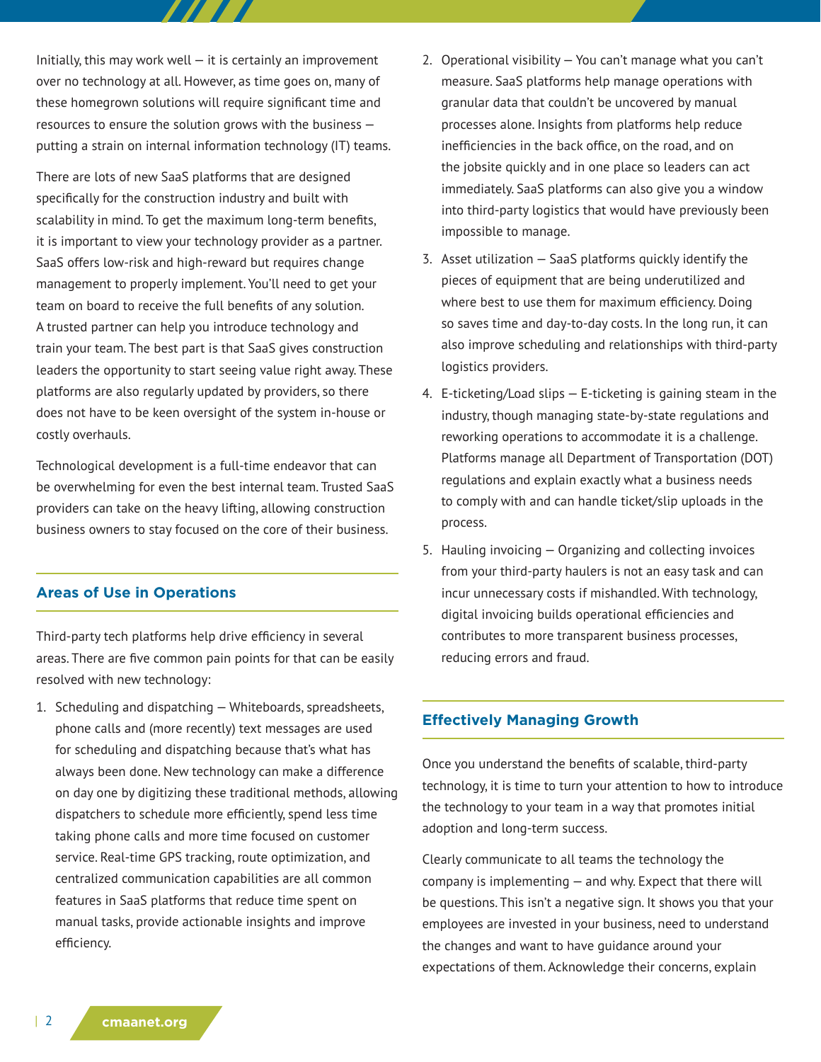Initially, this may work well — it is certainly an improvement over no technology at all. However, as time goes on, many of these homegrown solutions will require significant time and resources to ensure the solution grows with the business — putting a strain on internal information technology (IT) teams.

There are lots of new SaaS platforms that are designed specifically for the construction industry and built with scalability in mind. To get the maximum long-term benefits, it is important to view your technology provider as a partner. SaaS offers low-risk and high-reward but requires change management to properly implement. You'll need to get your team on board to receive the full benefits of any solution. A trusted partner can help you introduce technology and train your team. The best part is that SaaS gives construction leaders the opportunity to start seeing value right away. These platforms are also regularly updated by providers, so there does not have to be keen oversight of the system in-house or costly overhauls.

Technological development is a full-time endeavor that can be overwhelming for even the best internal team. Trusted SaaS providers can take on the heavy lifting, allowing construction business owners to stay focused on the core of their business.

## Areas of Use in Operations

Third-party tech platforms help drive efficiency in several areas. There are five common pain points for that can be easily resolved with new technology:

1. Scheduling and dispatching — Whiteboards, spreadsheets, phone calls and (more recently) text messages are used for scheduling and dispatching because that's what has always been done. New technology can make a difference on day one by digitizing these traditional methods, allowing dispatchers to schedule more efficiently, spend less time taking phone calls and more time focused on customer service. Real-time GPS tracking, route optimization, and centralized communication capabilities are all common features in SaaS platforms that reduce time spent on manual tasks, provide actionable insights and improve efficiency.
2. Operational visibility — You can't manage what you can't measure. SaaS platforms help manage operations with granular data that couldn't be uncovered by manual processes alone. Insights from platforms help reduce inefficiencies in the back office, on the road, and on the jobsite quickly and in one place so leaders can act immediately. SaaS platforms can also give you a window into third-party logistics that would have previously been impossible to manage.
3. Asset utilization — SaaS platforms quickly identify the pieces of equipment that are being underutilized and where best to use them for maximum efficiency. Doing so saves time and day-to-day costs. In the long run, it can also improve scheduling and relationships with third-party logistics providers.
4. E-ticketing/Load slips — E-ticketing is gaining steam in the industry, though managing state-by-state regulations and reworking operations to accommodate it is a challenge. Platforms manage all Department of Transportation (DOT) regulations and explain exactly what a business needs to comply with and can handle ticket/slip uploads in the process.
5. Hauling invoicing — Organizing and collecting invoices from your third-party haulers is not an easy task and can incur unnecessary costs if mishandled. With technology, digital invoicing builds operational efficiencies and contributes to more transparent business processes, reducing errors and fraud.

## Effectively Managing Growth

Once you understand the benefits of scalable, third-party technology, it is time to turn your attention to how to introduce the technology to your team in a way that promotes initial adoption and long-term success.

Clearly communicate to all teams the technology the company is implementing — and why. Expect that there will be questions. This isn't a negative sign. It shows you that your employees are invested in your business, need to understand the changes and want to have guidance around your expectations of them. Acknowledge their concerns, explain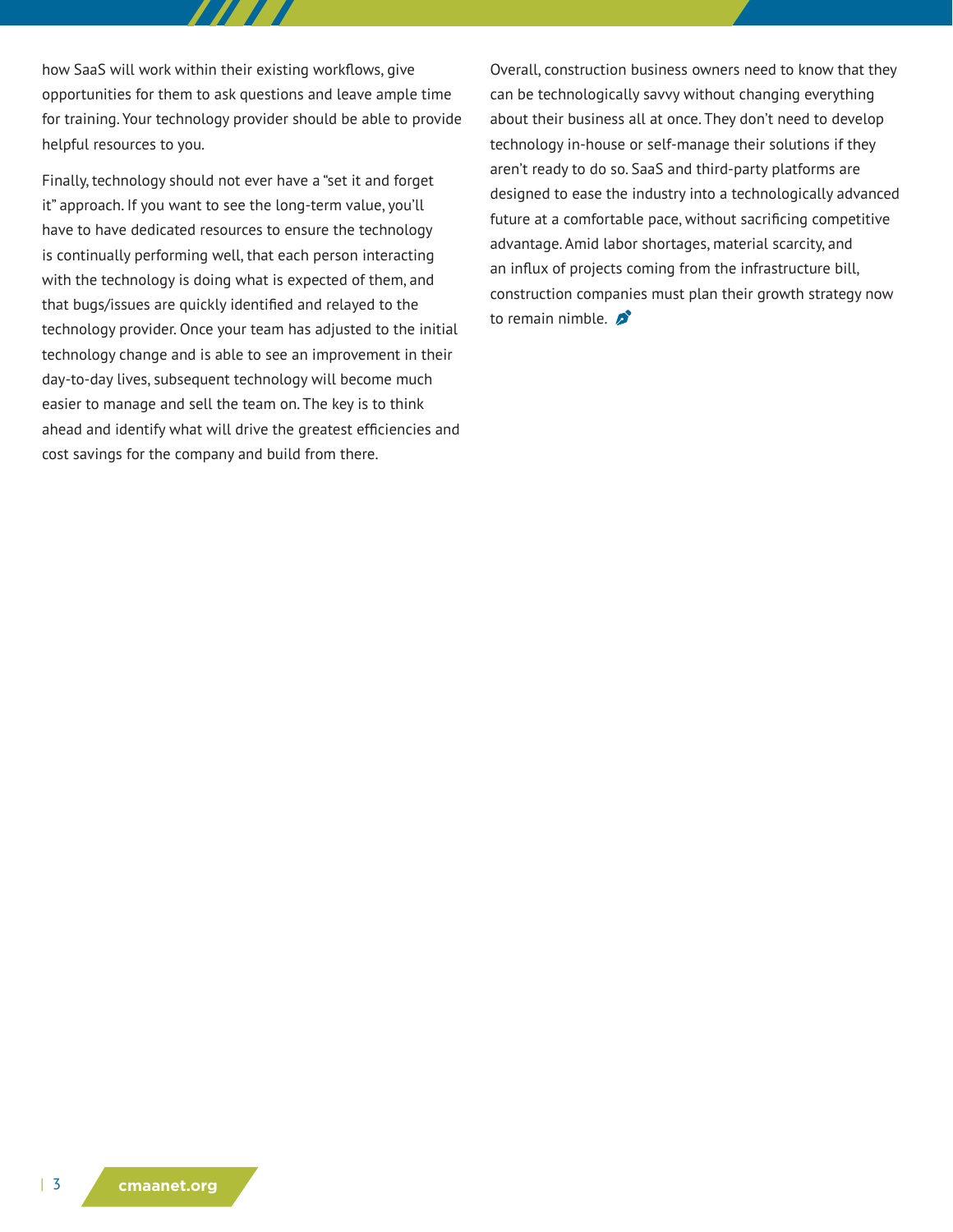how SaaS will work within their existing workflows, give opportunities for them to ask questions and leave ample time for training. Your technology provider should be able to provide helpful resources to you.

Finally, technology should not ever have a "set it and forget it" approach. If you want to see the long-term value, you'll have to have dedicated resources to ensure the technology is continually performing well, that each person interacting with the technology is doing what is expected of them, and that bugs/issues are quickly identified and relayed to the technology provider. Once your team has adjusted to the initial technology change and is able to see an improvement in their day-to-day lives, subsequent technology will become much easier to manage and sell the team on. The key is to think ahead and identify what will drive the greatest efficiencies and cost savings for the company and build from there.

Overall, construction business owners need to know that they can be technologically savvy without changing everything about their business all at once. They don't need to develop technology in-house or self-manage their solutions if they aren't ready to do so. SaaS and third-party platforms are designed to ease the industry into a technologically advanced future at a comfortable pace, without sacrificing competitive advantage. Amid labor shortages, material scarcity, and an influx of projects coming from the infrastructure bill, construction companies must plan their growth strategy now to remain nimble.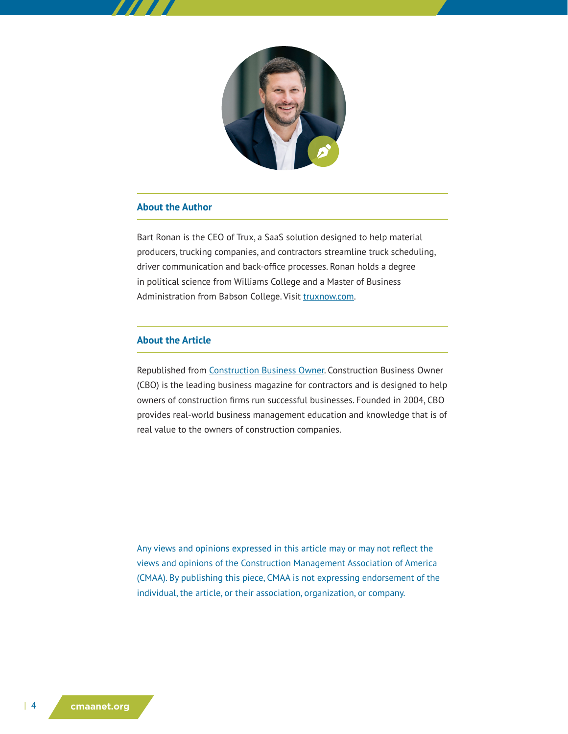## About the Author

Bart Ronan is the CEO of Trux, a SaaS solution designed to help material producers, trucking companies, and contractors streamline truck scheduling, driver communication and back-office processes. Ronan holds a degree in political science from Williams College and a Master of Business Administration from Babson College. Visit truxnow.com.

## About the Article

Republished from Construction Business Owner. Construction Business Owner (CBO) is the leading business magazine for contractors and is designed to help owners of construction firms run successful businesses. Founded in 2004, CBO provides real-world business management education and knowledge that is of real value to the owners of construction companies.

Any views and opinions expressed in this article may or may not reflect the views and opinions of the Construction Management Association of America (CMAA). By publishing this piece, CMAA is not expressing endorsement of the individual, the article, or their association, organization, or company.